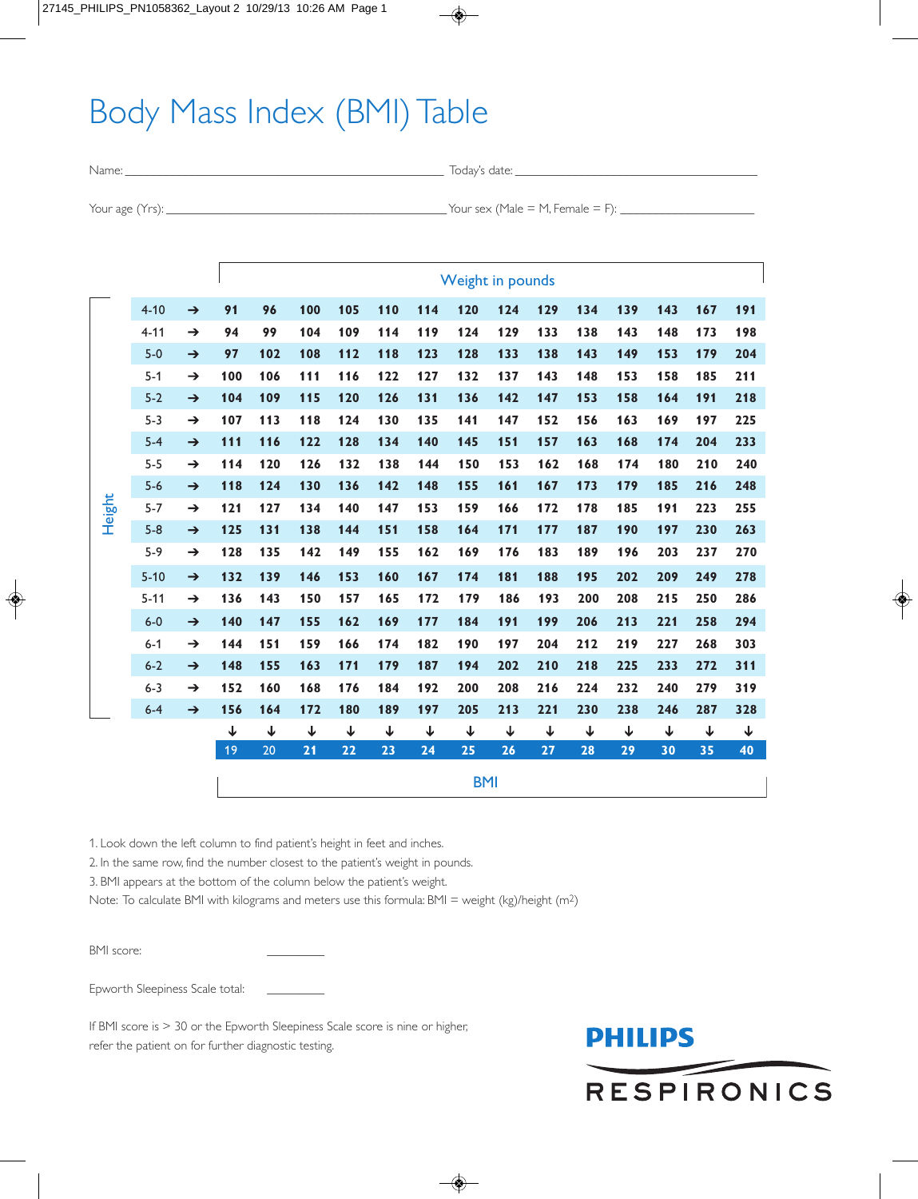# Body Mass Index (BMI) Table

Name: ______________________________ Today's date: ______________________________

Your age (Yrs): ______________________________ Your sex (Male = M, Female = F): ______________

**Weight in pounds**

| Height | | | | | | | | | | | | | | | |
|---|---|---|---|---|---|---|---|---|---|---|---|---|---|---|---|
| 4-10 | → | 91 | 96 | 100 | 105 | 110 | 114 | 120 | 124 | 129 | 134 | 139 | 143 | 167 | 191 |
| 4-11 | → | 94 | 99 | 104 | 109 | 114 | 119 | 124 | 129 | 133 | 138 | 143 | 148 | 173 | 198 |
| 5-0 | → | 97 | 102 | 108 | 112 | 118 | 123 | 128 | 133 | 138 | 143 | 149 | 153 | 179 | 204 |
| 5-1 | → | 100 | 106 | 111 | 116 | 122 | 127 | 132 | 137 | 143 | 148 | 153 | 158 | 185 | 211 |
| 5-2 | → | 104 | 109 | 115 | 120 | 126 | 131 | 136 | 142 | 147 | 153 | 158 | 164 | 191 | 218 |
| 5-3 | → | 107 | 113 | 118 | 124 | 130 | 135 | 141 | 147 | 152 | 156 | 163 | 169 | 197 | 225 |
| 5-4 | → | 111 | 116 | 122 | 128 | 134 | 140 | 145 | 151 | 157 | 163 | 168 | 174 | 204 | 233 |
| 5-5 | → | 114 | 120 | 126 | 132 | 138 | 144 | 150 | 153 | 162 | 168 | 174 | 180 | 210 | 240 |
| 5-6 | → | 118 | 124 | 130 | 136 | 142 | 148 | 155 | 161 | 167 | 173 | 179 | 185 | 216 | 248 |
| 5-7 | → | 121 | 127 | 134 | 140 | 147 | 153 | 159 | 166 | 172 | 178 | 185 | 191 | 223 | 255 |
| 5-8 | → | 125 | 131 | 138 | 144 | 151 | 158 | 164 | 171 | 177 | 187 | 190 | 197 | 230 | 263 |
| 5-9 | → | 128 | 135 | 142 | 149 | 155 | 162 | 169 | 176 | 183 | 189 | 196 | 203 | 237 | 270 |
| 5-10 | → | 132 | 139 | 146 | 153 | 160 | 167 | 174 | 181 | 188 | 195 | 202 | 209 | 249 | 278 |
| 5-11 | → | 136 | 143 | 150 | 157 | 165 | 172 | 179 | 186 | 193 | 200 | 208 | 215 | 250 | 286 |
| 6-0 | → | 140 | 147 | 155 | 162 | 169 | 177 | 184 | 191 | 199 | 206 | 213 | 221 | 258 | 294 |
| 6-1 | → | 144 | 151 | 159 | 166 | 174 | 182 | 190 | 197 | 204 | 212 | 219 | 227 | 268 | 303 |
| 6-2 | → | 148 | 155 | 163 | 171 | 179 | 187 | 194 | 202 | 210 | 218 | 225 | 233 | 272 | 311 |
| 6-3 | → | 152 | 160 | 168 | 176 | 184 | 192 | 200 | 208 | 216 | 224 | 232 | 240 | 279 | 319 |
| 6-4 | → | 156 | 164 | 172 | 180 | 189 | 197 | 205 | 213 | 221 | 230 | 238 | 246 | 287 | 328 |
| | | ↓ | ↓ | ↓ | ↓ | ↓ | ↓ | ↓ | ↓ | ↓ | ↓ | ↓ | ↓ | ↓ | ↓ |
| **BMI** | | 19 | 20 | 21 | 22 | 23 | 24 | 25 | 26 | 27 | 28 | 29 | 30 | 35 | 40 |

1. Look down the left column to find patient's height in feet and inches.
2. In the same row, find the number closest to the patient's weight in pounds.
3. BMI appears at the bottom of the column below the patient's weight.

Note: To calculate BMI with kilograms and meters use this formula: BMI = weight (kg)/height ($m^2$)

BMI score: __________

Epworth Sleepiness Scale total: __________

If BMI score is > 30 or the Epworth Sleepiness Scale score is nine or higher, refer the patient on for further diagnostic testing.

PHILIPS
RESPIRONICS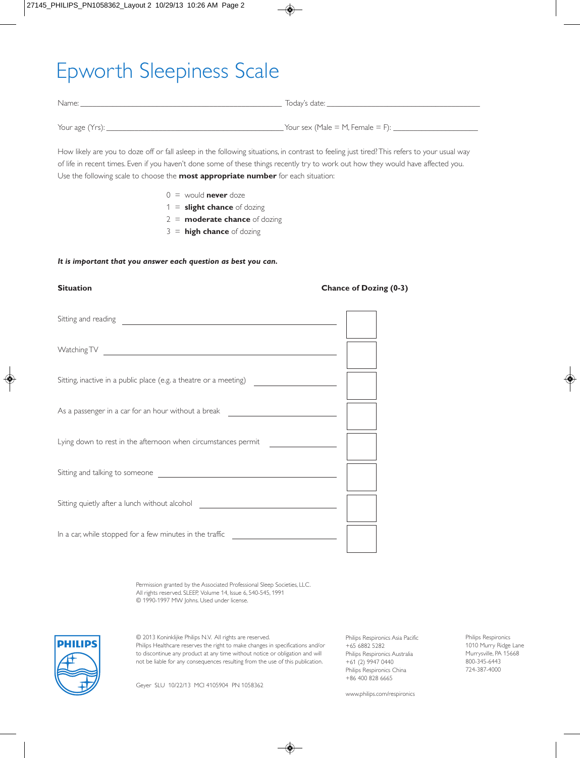# Epworth Sleepiness Scale

Name: ______________________ Today's date: ______________________

Your age (Yrs): ______________________ Your sex (Male = M, Female = F): ______________________

How likely are you to doze off or fall asleep in the following situations, in contrast to feeling just tired? This refers to your usual way of life in recent times. Even if you haven't done some of these things recently try to work out how they would have affected you. Use the following scale to choose the **most appropriate number** for each situation:

0 = would **never** doze
1 = **slight chance** of dozing
2 = **moderate chance** of dozing
3 = **high chance** of dozing

***It is important that you answer each question as best you can.***

| Situation | Chance of Dozing (0-3) |
|---|---|
| Sitting and reading | |
| Watching TV | |
| Sitting, inactive in a public place (e.g. a theatre or a meeting) | |
| As a passenger in a car for an hour without a break | |
| Lying down to rest in the afternoon when circumstances permit | |
| Sitting and talking to someone | |
| Sitting quietly after a lunch without alcohol | |
| In a car, while stopped for a few minutes in the traffic | |

Permission granted by the Associated Professional Sleep Societies, LLC.
All rights reserved. SLEEP, Volume 14, Issue 6, 540-545, 1991
© 1990-1997 MW Johns. Used under license.

PHILIPS

© 2013 Koninklijke Philips N.V. All rights are reserved.
Philips Healthcare reserves the right to make changes in specifications and/or to discontinue any product at any time without notice or obligation and will not be liable for any consequences resulting from the use of this publication.

Geyer SLU 10/22/13 MCI 4105904 PN 1058362

Philips Respironics Asia Pacific
+65 6882 5282
Philips Respironics Australia
+61 (2) 9947 0440
Philips Respironics China
+86 400 828 6665

www.philips.com/respironics

Philips Respironics
1010 Murry Ridge Lane
Murrysville, PA 15668
800-345-6443
724-387-4000